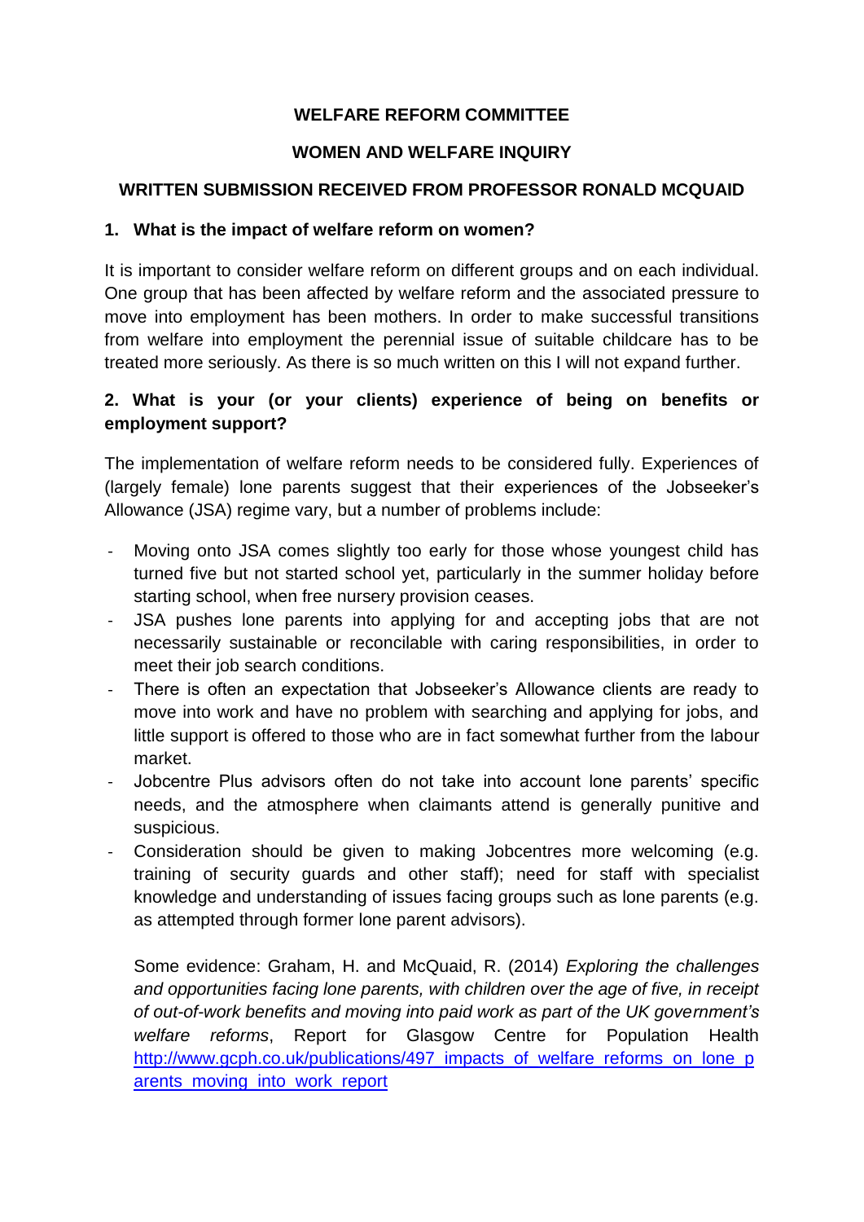**WELFARE REFORM COMMITTEE**

**WOMEN AND WELFARE INQUIRY**

**WRITTEN SUBMISSION RECEIVED FROM PROFESSOR RONALD MCQUAID**

**1. What is the impact of welfare reform on women?**

It is important to consider welfare reform on different groups and on each individual. One group that has been affected by welfare reform and the associated pressure to move into employment has been mothers. In order to make successful transitions from welfare into employment the perennial issue of suitable childcare has to be treated more seriously. As there is so much written on this I will not expand further.

**2. What is your (or your clients) experience of being on benefits or employment support?**

The implementation of welfare reform needs to be considered fully. Experiences of (largely female) lone parents suggest that their experiences of the Jobseeker's Allowance (JSA) regime vary, but a number of problems include:

- Moving onto JSA comes slightly too early for those whose youngest child has turned five but not started school yet, particularly in the summer holiday before starting school, when free nursery provision ceases.
- JSA pushes lone parents into applying for and accepting jobs that are not necessarily sustainable or reconcilable with caring responsibilities, in order to meet their job search conditions.
- There is often an expectation that Jobseeker's Allowance clients are ready to move into work and have no problem with searching and applying for jobs, and little support is offered to those who are in fact somewhat further from the labour market.
- Jobcentre Plus advisors often do not take into account lone parents' specific needs, and the atmosphere when claimants attend is generally punitive and suspicious.
- Consideration should be given to making Jobcentres more welcoming (e.g. training of security guards and other staff); need for staff with specialist knowledge and understanding of issues facing groups such as lone parents (e.g. as attempted through former lone parent advisors).

  Some evidence: Graham, H. and McQuaid, R. (2014) *Exploring the challenges and opportunities facing lone parents, with children over the age of five, in receipt of out-of-work benefits and moving into paid work as part of the UK government's welfare reforms*, Report for Glasgow Centre for Population Health [http://www.gcph.co.uk/publications/497_impacts_of_welfare_reforms_on_lone_parents_moving_into_work_report](http://www.gcph.co.uk/publications/497_impacts_of_welfare_reforms_on_lone_parents_moving_into_work_report)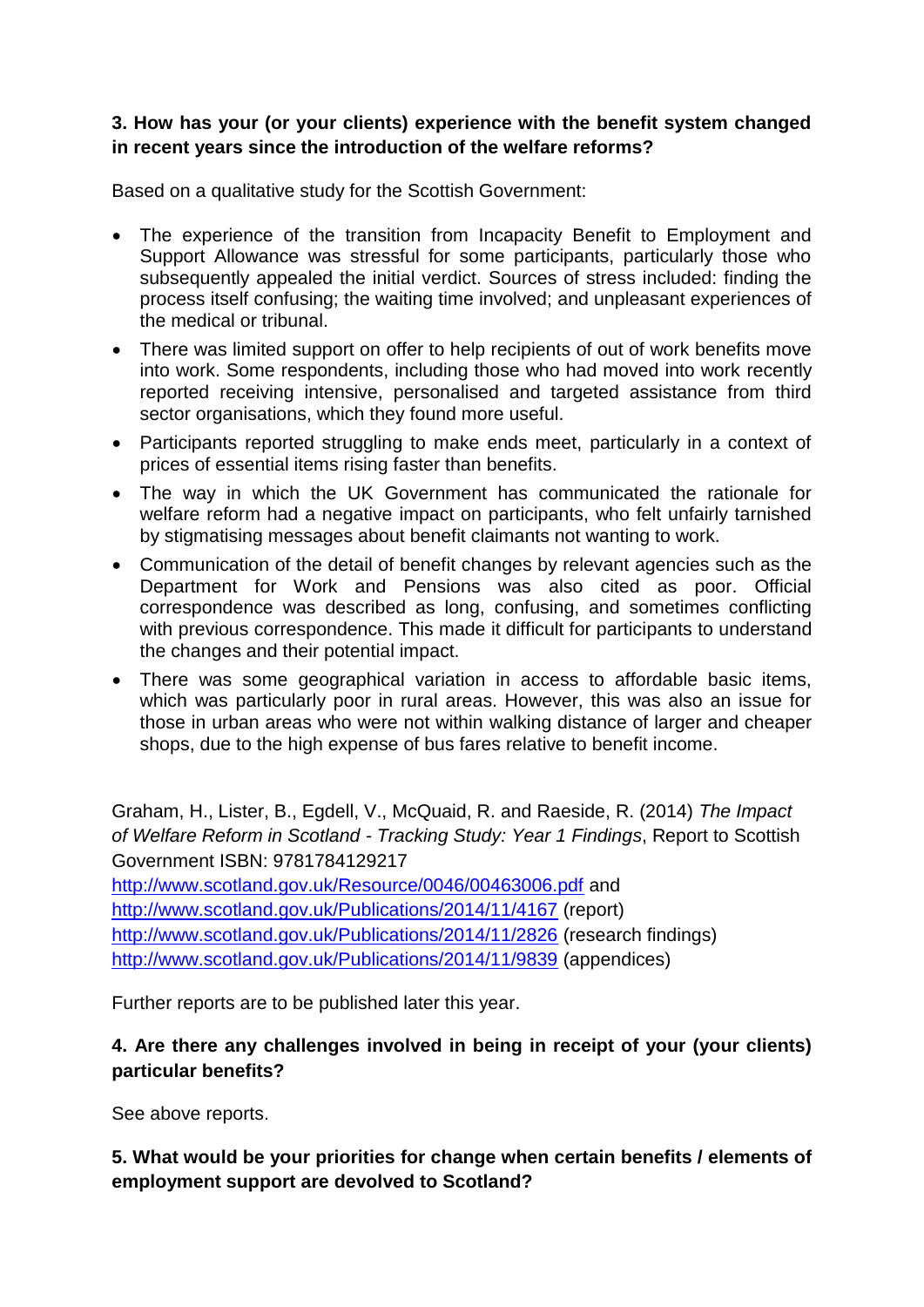**3. How has your (or your clients) experience with the benefit system changed in recent years since the introduction of the welfare reforms?**

Based on a qualitative study for the Scottish Government:

- The experience of the transition from Incapacity Benefit to Employment and Support Allowance was stressful for some participants, particularly those who subsequently appealed the initial verdict. Sources of stress included: finding the process itself confusing; the waiting time involved; and unpleasant experiences of the medical or tribunal.
- There was limited support on offer to help recipients of out of work benefits move into work. Some respondents, including those who had moved into work recently reported receiving intensive, personalised and targeted assistance from third sector organisations, which they found more useful.
- Participants reported struggling to make ends meet, particularly in a context of prices of essential items rising faster than benefits.
- The way in which the UK Government has communicated the rationale for welfare reform had a negative impact on participants, who felt unfairly tarnished by stigmatising messages about benefit claimants not wanting to work.
- Communication of the detail of benefit changes by relevant agencies such as the Department for Work and Pensions was also cited as poor. Official correspondence was described as long, confusing, and sometimes conflicting with previous correspondence. This made it difficult for participants to understand the changes and their potential impact.
- There was some geographical variation in access to affordable basic items, which was particularly poor in rural areas. However, this was also an issue for those in urban areas who were not within walking distance of larger and cheaper shops, due to the high expense of bus fares relative to benefit income.

Graham, H., Lister, B., Egdell, V., McQuaid, R. and Raeside, R. (2014) *The Impact of Welfare Reform in Scotland - Tracking Study: Year 1 Findings*, Report to Scottish Government ISBN: 9781784129217
http://www.scotland.gov.uk/Resource/0046/00463006.pdf and
http://www.scotland.gov.uk/Publications/2014/11/4167 (report)
http://www.scotland.gov.uk/Publications/2014/11/2826 (research findings)
http://www.scotland.gov.uk/Publications/2014/11/9839 (appendices)

Further reports are to be published later this year.

**4. Are there any challenges involved in being in receipt of your (your clients) particular benefits?**

See above reports.

**5. What would be your priorities for change when certain benefits / elements of employment support are devolved to Scotland?**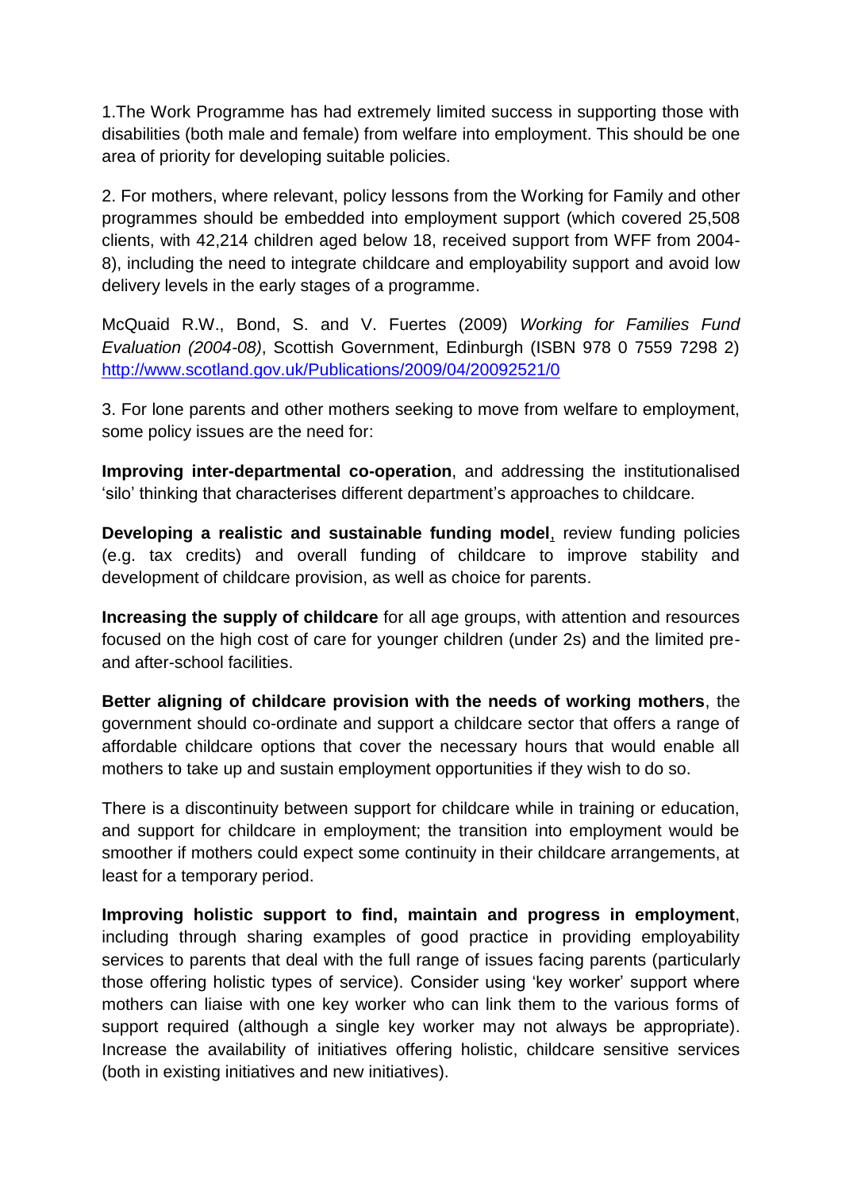1.The Work Programme has had extremely limited success in supporting those with disabilities (both male and female) from welfare into employment. This should be one area of priority for developing suitable policies.

2. For mothers, where relevant, policy lessons from the Working for Family and other programmes should be embedded into employment support (which covered 25,508 clients, with 42,214 children aged below 18, received support from WFF from 2004-8), including the need to integrate childcare and employability support and avoid low delivery levels in the early stages of a programme.

McQuaid R.W., Bond, S. and V. Fuertes (2009) *Working for Families Fund Evaluation (2004-08)*, Scottish Government, Edinburgh (ISBN 978 0 7559 7298 2) http://www.scotland.gov.uk/Publications/2009/04/20092521/0

3. For lone parents and other mothers seeking to move from welfare to employment, some policy issues are the need for:

**Improving inter-departmental co-operation**, and addressing the institutionalised 'silo' thinking that characterises different department's approaches to childcare.

**Developing a realistic and sustainable funding model**, review funding policies (e.g. tax credits) and overall funding of childcare to improve stability and development of childcare provision, as well as choice for parents.

**Increasing the supply of childcare** for all age groups, with attention and resources focused on the high cost of care for younger children (under 2s) and the limited pre- and after-school facilities.

**Better aligning of childcare provision with the needs of working mothers**, the government should co-ordinate and support a childcare sector that offers a range of affordable childcare options that cover the necessary hours that would enable all mothers to take up and sustain employment opportunities if they wish to do so.

There is a discontinuity between support for childcare while in training or education, and support for childcare in employment; the transition into employment would be smoother if mothers could expect some continuity in their childcare arrangements, at least for a temporary period.

**Improving holistic support to find, maintain and progress in employment**, including through sharing examples of good practice in providing employability services to parents that deal with the full range of issues facing parents (particularly those offering holistic types of service). Consider using 'key worker' support where mothers can liaise with one key worker who can link them to the various forms of support required (although a single key worker may not always be appropriate). Increase the availability of initiatives offering holistic, childcare sensitive services (both in existing initiatives and new initiatives).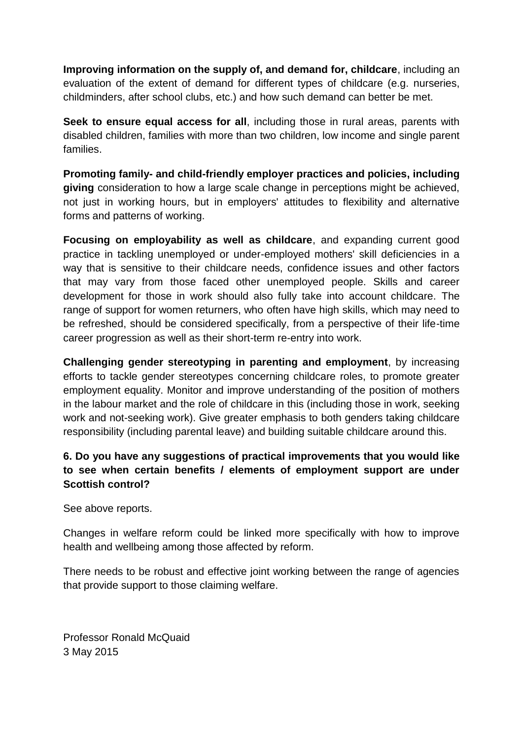**Improving information on the supply of, and demand for, childcare**, including an evaluation of the extent of demand for different types of childcare (e.g. nurseries, childminders, after school clubs, etc.) and how such demand can better be met.

**Seek to ensure equal access for all**, including those in rural areas, parents with disabled children, families with more than two children, low income and single parent families.

**Promoting family- and child-friendly employer practices and policies, including giving** consideration to how a large scale change in perceptions might be achieved, not just in working hours, but in employers' attitudes to flexibility and alternative forms and patterns of working.

**Focusing on employability as well as childcare**, and expanding current good practice in tackling unemployed or under-employed mothers' skill deficiencies in a way that is sensitive to their childcare needs, confidence issues and other factors that may vary from those faced other unemployed people. Skills and career development for those in work should also fully take into account childcare. The range of support for women returners, who often have high skills, which may need to be refreshed, should be considered specifically, from a perspective of their life-time career progression as well as their short-term re-entry into work.

**Challenging gender stereotyping in parenting and employment**, by increasing efforts to tackle gender stereotypes concerning childcare roles, to promote greater employment equality. Monitor and improve understanding of the position of mothers in the labour market and the role of childcare in this (including those in work, seeking work and not-seeking work). Give greater emphasis to both genders taking childcare responsibility (including parental leave) and building suitable childcare around this.

**6. Do you have any suggestions of practical improvements that you would like to see when certain benefits / elements of employment support are under Scottish control?**

See above reports.

Changes in welfare reform could be linked more specifically with how to improve health and wellbeing among those affected by reform.

There needs to be robust and effective joint working between the range of agencies that provide support to those claiming welfare.

Professor Ronald McQuaid
3 May 2015